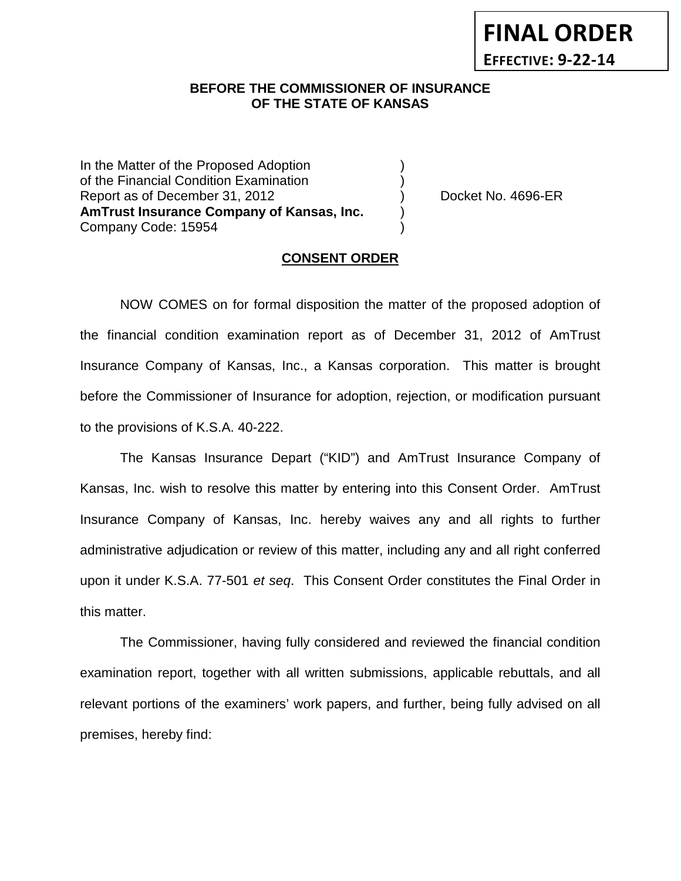**FINAL ORDER**

**EFFECTIVE: 9-22-14**

**BEFORE THE COMMISSIONER OF INSURANCE OF THE STATE OF KANSAS**

In the Matter of the Proposed Adoption )
of the Financial Condition Examination )
Report as of December 31, 2012 ) Docket No. 4696-ER
**AmTrust Insurance Company of Kansas, Inc.** )
Company Code: 15954 )

**CONSENT ORDER**

NOW COMES on for formal disposition the matter of the proposed adoption of the financial condition examination report as of December 31, 2012 of AmTrust Insurance Company of Kansas, Inc., a Kansas corporation. This matter is brought before the Commissioner of Insurance for adoption, rejection, or modification pursuant to the provisions of K.S.A. 40-222.

The Kansas Insurance Depart ("KID") and AmTrust Insurance Company of Kansas, Inc. wish to resolve this matter by entering into this Consent Order. AmTrust Insurance Company of Kansas, Inc. hereby waives any and all rights to further administrative adjudication or review of this matter, including any and all right conferred upon it under K.S.A. 77-501 *et seq*. This Consent Order constitutes the Final Order in this matter.

The Commissioner, having fully considered and reviewed the financial condition examination report, together with all written submissions, applicable rebuttals, and all relevant portions of the examiners' work papers, and further, being fully advised on all premises, hereby find: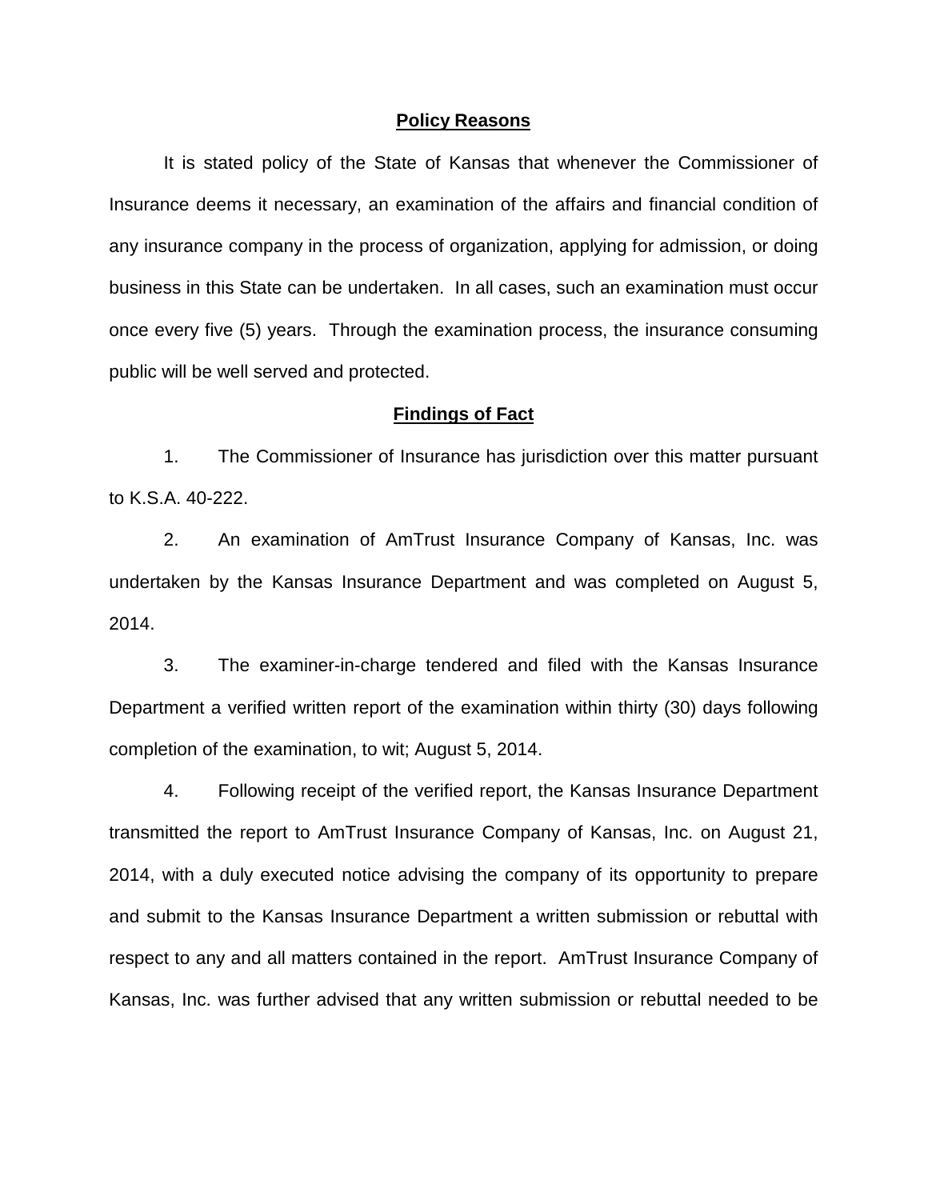## Policy Reasons

It is stated policy of the State of Kansas that whenever the Commissioner of Insurance deems it necessary, an examination of the affairs and financial condition of any insurance company in the process of organization, applying for admission, or doing business in this State can be undertaken. In all cases, such an examination must occur once every five (5) years. Through the examination process, the insurance consuming public will be well served and protected.

## Findings of Fact

1. The Commissioner of Insurance has jurisdiction over this matter pursuant to K.S.A. 40-222.

2. An examination of AmTrust Insurance Company of Kansas, Inc. was undertaken by the Kansas Insurance Department and was completed on August 5, 2014.

3. The examiner-in-charge tendered and filed with the Kansas Insurance Department a verified written report of the examination within thirty (30) days following completion of the examination, to wit; August 5, 2014.

4. Following receipt of the verified report, the Kansas Insurance Department transmitted the report to AmTrust Insurance Company of Kansas, Inc. on August 21, 2014, with a duly executed notice advising the company of its opportunity to prepare and submit to the Kansas Insurance Department a written submission or rebuttal with respect to any and all matters contained in the report. AmTrust Insurance Company of Kansas, Inc. was further advised that any written submission or rebuttal needed to be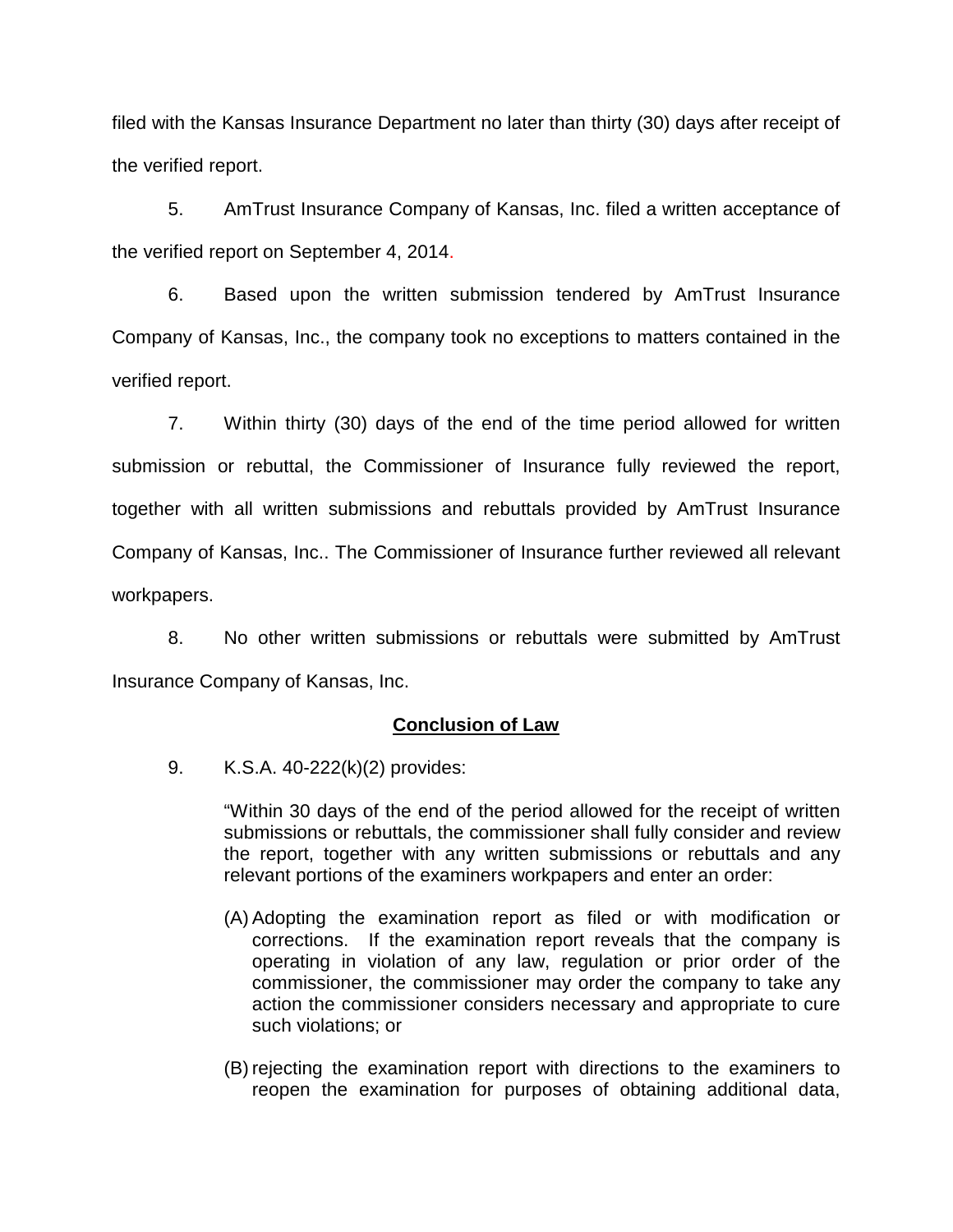filed with the Kansas Insurance Department no later than thirty (30) days after receipt of the verified report.

5. AmTrust Insurance Company of Kansas, Inc. filed a written acceptance of the verified report on September 4, 2014.

6. Based upon the written submission tendered by AmTrust Insurance Company of Kansas, Inc., the company took no exceptions to matters contained in the verified report.

7. Within thirty (30) days of the end of the time period allowed for written submission or rebuttal, the Commissioner of Insurance fully reviewed the report, together with all written submissions and rebuttals provided by AmTrust Insurance Company of Kansas, Inc.. The Commissioner of Insurance further reviewed all relevant workpapers.

8. No other written submissions or rebuttals were submitted by AmTrust Insurance Company of Kansas, Inc.

## Conclusion of Law

9. K.S.A. 40-222(k)(2) provides:

> "Within 30 days of the end of the period allowed for the receipt of written submissions or rebuttals, the commissioner shall fully consider and review the report, together with any written submissions or rebuttals and any relevant portions of the examiners workpapers and enter an order:
>
> (A) Adopting the examination report as filed or with modification or corrections. If the examination report reveals that the company is operating in violation of any law, regulation or prior order of the commissioner, the commissioner may order the company to take any action the commissioner considers necessary and appropriate to cure such violations; or
>
> (B) rejecting the examination report with directions to the examiners to reopen the examination for purposes of obtaining additional data,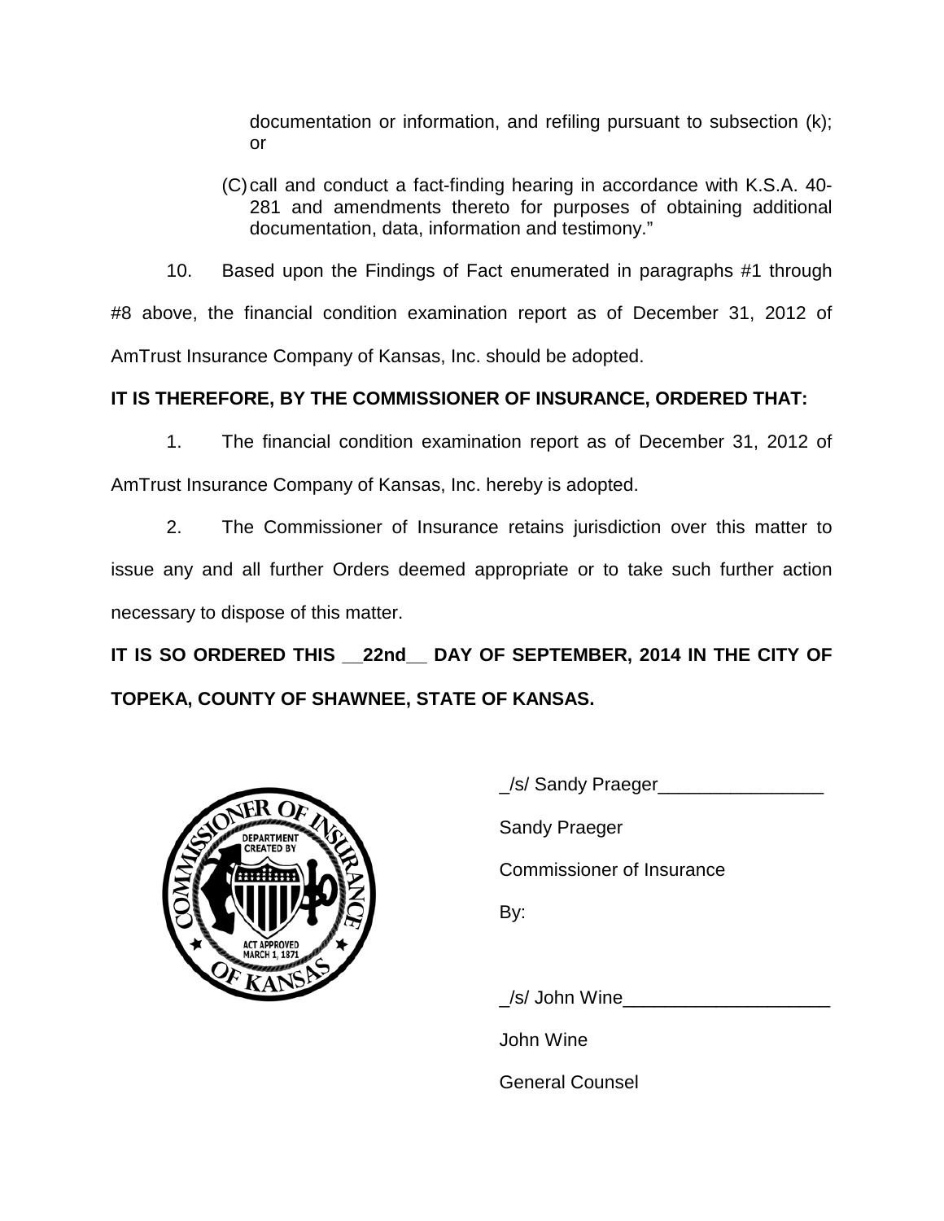documentation or information, and refiling pursuant to subsection (k); or

(C) call and conduct a fact-finding hearing in accordance with K.S.A. 40-281 and amendments thereto for purposes of obtaining additional documentation, data, information and testimony."

10. Based upon the Findings of Fact enumerated in paragraphs #1 through #8 above, the financial condition examination report as of December 31, 2012 of AmTrust Insurance Company of Kansas, Inc. should be adopted.

**IT IS THEREFORE, BY THE COMMISSIONER OF INSURANCE, ORDERED THAT:**

1. The financial condition examination report as of December 31, 2012 of AmTrust Insurance Company of Kansas, Inc. hereby is adopted.

2. The Commissioner of Insurance retains jurisdiction over this matter to issue any and all further Orders deemed appropriate or to take such further action necessary to dispose of this matter.

**IT IS SO ORDERED THIS __22nd__ DAY OF SEPTEMBER, 2014 IN THE CITY OF TOPEKA, COUNTY OF SHAWNEE, STATE OF KANSAS.**

_/s/ Sandy Praeger________________

Sandy Praeger

Commissioner of Insurance

By:

_/s/ John Wine____________________

John Wine

General Counsel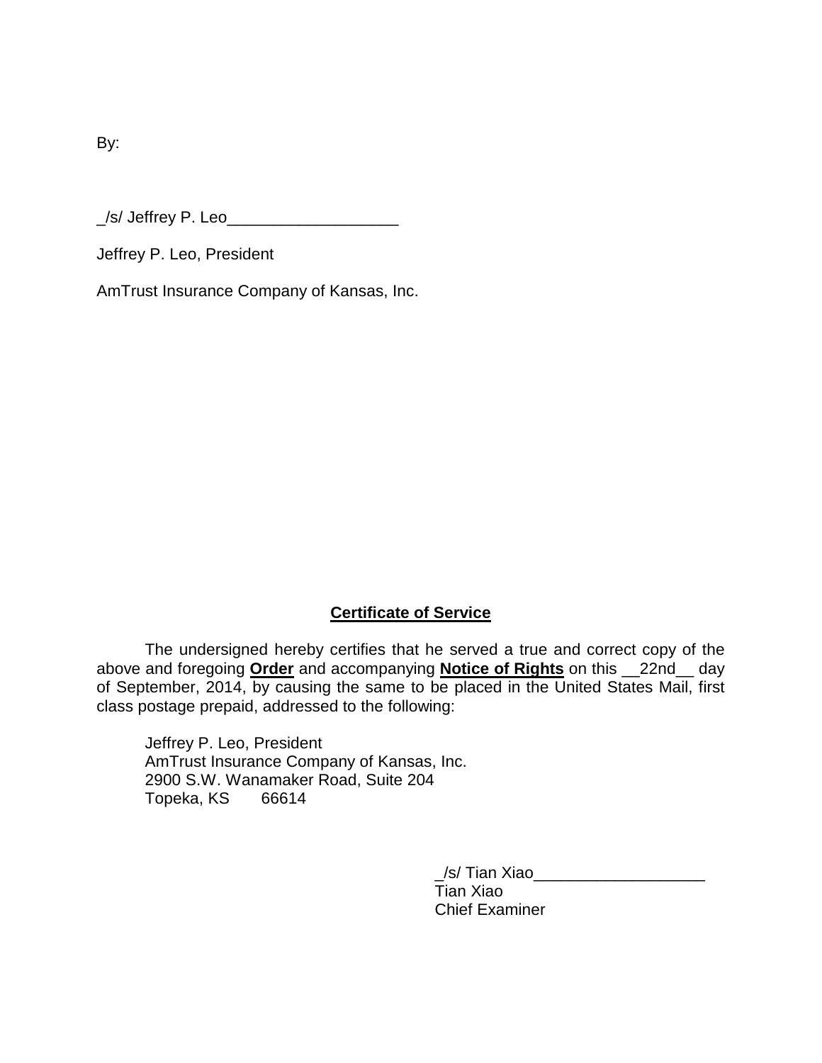By:

_/s/ Jeffrey P. Leo___________________

Jeffrey P. Leo, President

AmTrust Insurance Company of Kansas, Inc.

## **Certificate of Service**

The undersigned hereby certifies that he served a true and correct copy of the above and foregoing **Order** and accompanying **Notice of Rights** on this __22nd__ day of September, 2014, by causing the same to be placed in the United States Mail, first class postage prepaid, addressed to the following:

Jeffrey P. Leo, President
AmTrust Insurance Company of Kansas, Inc.
2900 S.W. Wanamaker Road, Suite 204
Topeka, KS 66614

_/s/ Tian Xiao___________________
Tian Xiao
Chief Examiner